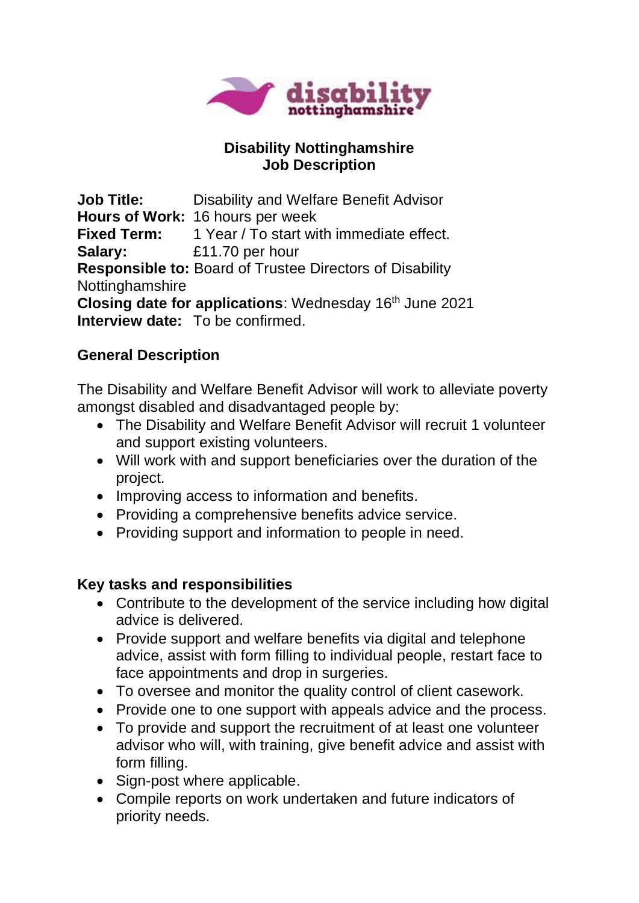# Disability Nottinghamshire
## Job Description

**Job Title:** Disability and Welfare Benefit Advisor
**Hours of Work:** 16 hours per week
**Fixed Term:** 1 Year / To start with immediate effect.
**Salary:** £11.70 per hour
**Responsible to:** Board of Trustee Directors of Disability Nottinghamshire
**Closing date for applications**: Wednesday 16th June 2021
**Interview date:** To be confirmed.

### General Description

The Disability and Welfare Benefit Advisor will work to alleviate poverty amongst disabled and disadvantaged people by:

- The Disability and Welfare Benefit Advisor will recruit 1 volunteer and support existing volunteers.
- Will work with and support beneficiaries over the duration of the project.
- Improving access to information and benefits.
- Providing a comprehensive benefits advice service.
- Providing support and information to people in need.

### Key tasks and responsibilities

- Contribute to the development of the service including how digital advice is delivered.
- Provide support and welfare benefits via digital and telephone advice, assist with form filling to individual people, restart face to face appointments and drop in surgeries.
- To oversee and monitor the quality control of client casework.
- Provide one to one support with appeals advice and the process.
- To provide and support the recruitment of at least one volunteer advisor who will, with training, give benefit advice and assist with form filling.
- Sign-post where applicable.
- Compile reports on work undertaken and future indicators of priority needs.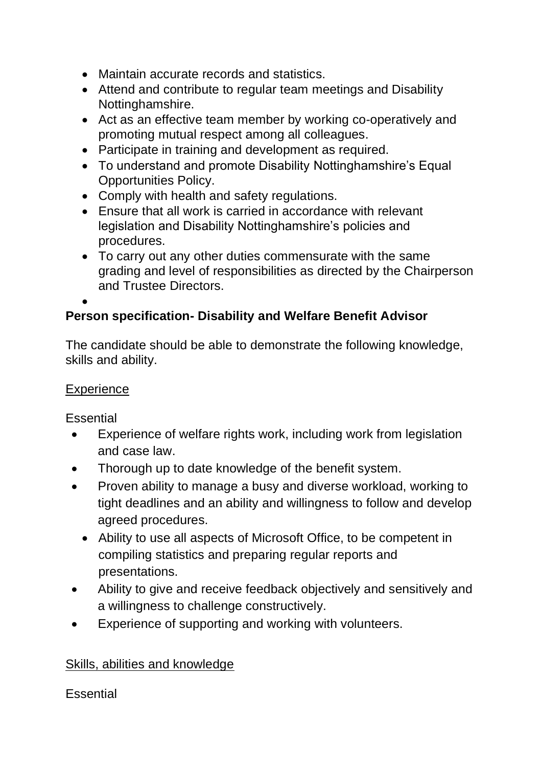- Maintain accurate records and statistics.
- Attend and contribute to regular team meetings and Disability Nottinghamshire.
- Act as an effective team member by working co-operatively and promoting mutual respect among all colleagues.
- Participate in training and development as required.
- To understand and promote Disability Nottinghamshire's Equal Opportunities Policy.
- Comply with health and safety regulations.
- Ensure that all work is carried in accordance with relevant legislation and Disability Nottinghamshire's policies and procedures.
- To carry out any other duties commensurate with the same grading and level of responsibilities as directed by the Chairperson and Trustee Directors.

**Person specification- Disability and Welfare Benefit Advisor**

The candidate should be able to demonstrate the following knowledge, skills and ability.

<u>Experience</u>

Essential

- Experience of welfare rights work, including work from legislation and case law.
- Thorough up to date knowledge of the benefit system.
- Proven ability to manage a busy and diverse workload, working to tight deadlines and an ability and willingness to follow and develop agreed procedures.
- Ability to use all aspects of Microsoft Office, to be competent in compiling statistics and preparing regular reports and presentations.
- Ability to give and receive feedback objectively and sensitively and a willingness to challenge constructively.
- Experience of supporting and working with volunteers.

<u>Skills, abilities and knowledge</u>

Essential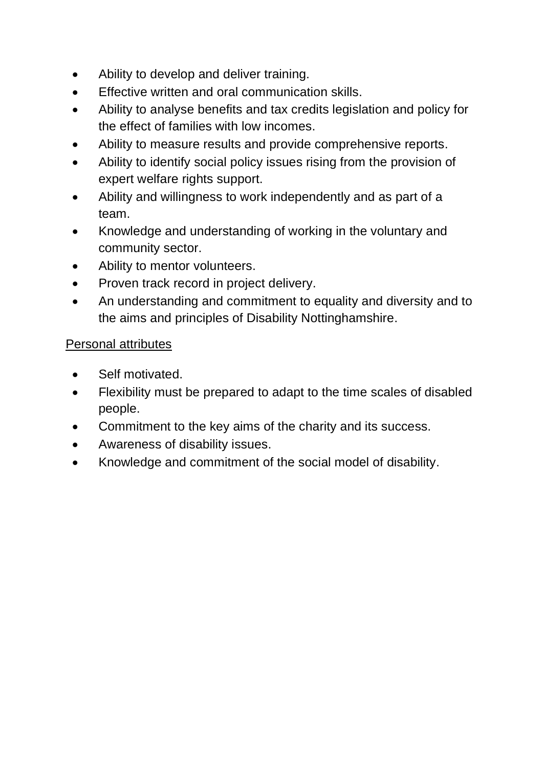- Ability to develop and deliver training.
- Effective written and oral communication skills.
- Ability to analyse benefits and tax credits legislation and policy for the effect of families with low incomes.
- Ability to measure results and provide comprehensive reports.
- Ability to identify social policy issues rising from the provision of expert welfare rights support.
- Ability and willingness to work independently and as part of a team.
- Knowledge and understanding of working in the voluntary and community sector.
- Ability to mentor volunteers.
- Proven track record in project delivery.
- An understanding and commitment to equality and diversity and to the aims and principles of Disability Nottinghamshire.

<u>Personal attributes</u>

- Self motivated.
- Flexibility must be prepared to adapt to the time scales of disabled people.
- Commitment to the key aims of the charity and its success.
- Awareness of disability issues.
- Knowledge and commitment of the social model of disability.